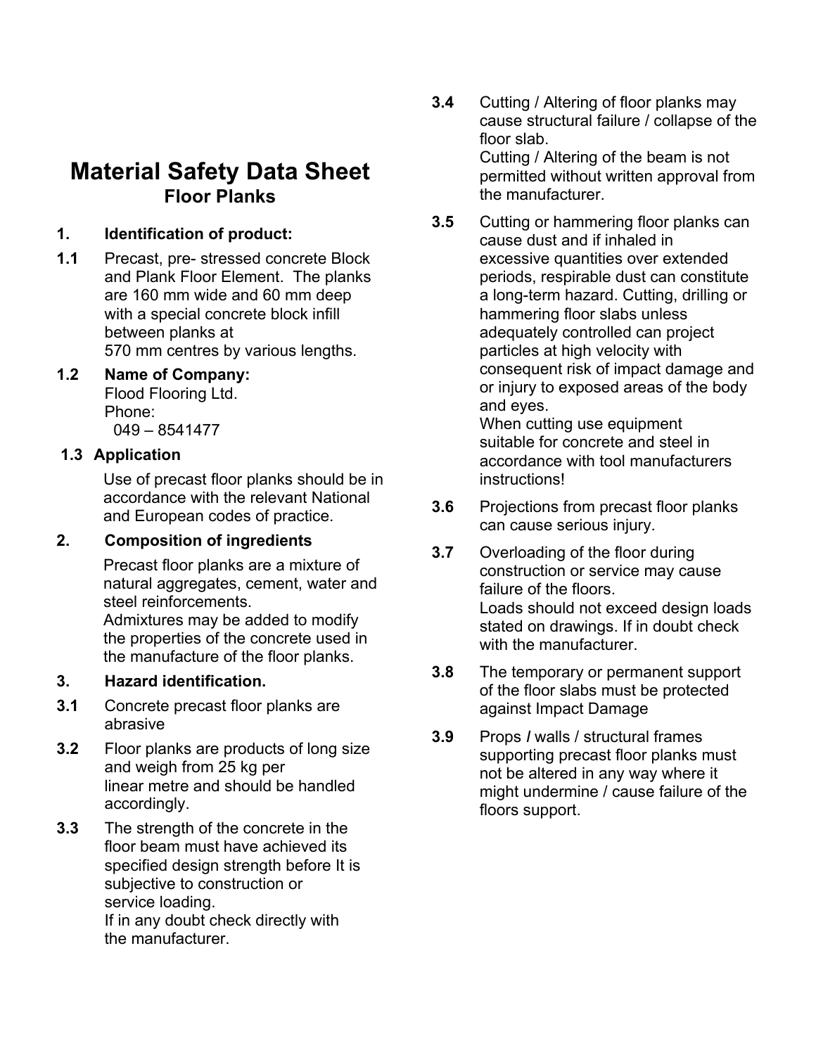# Material Safety Data Sheet

## Floor Planks

### 1. Identification of product:

**1.1** Precast, pre- stressed concrete Block and Plank Floor Element. The planks are 160 mm wide and 60 mm deep with a special concrete block infill between planks at 570 mm centres by various lengths.

**1.2 Name of Company:**
Flood Flooring Ltd.
Phone:
049 – 8541477

**1.3 Application**

Use of precast floor planks should be in accordance with the relevant National and European codes of practice.

### 2. Composition of ingredients

Precast floor planks are a mixture of natural aggregates, cement, water and steel reinforcements.
Admixtures may be added to modify the properties of the concrete used in the manufacture of the floor planks.

### 3. Hazard identification.

**3.1** Concrete precast floor planks are abrasive

**3.2** Floor planks are products of long size and weigh from 25 kg per linear metre and should be handled accordingly.

**3.3** The strength of the concrete in the floor beam must have achieved its specified design strength before It is subjective to construction or service loading.
If in any doubt check directly with the manufacturer.

**3.4** Cutting / Altering of floor planks may cause structural failure / collapse of the floor slab.
Cutting / Altering of the beam is not permitted without written approval from the manufacturer.

**3.5** Cutting or hammering floor planks can cause dust and if inhaled in excessive quantities over extended periods, respirable dust can constitute a long-term hazard. Cutting, drilling or hammering floor slabs unless adequately controlled can project particles at high velocity with consequent risk of impact damage and or injury to exposed areas of the body and eyes.
When cutting use equipment suitable for concrete and steel in accordance with tool manufacturers instructions!

**3.6** Projections from precast floor planks can cause serious injury.

**3.7** Overloading of the floor during construction or service may cause failure of the floors.
Loads should not exceed design loads stated on drawings. If in doubt check with the manufacturer.

**3.8** The temporary or permanent support of the floor slabs must be protected against Impact Damage

**3.9** Props / walls / structural frames supporting precast floor planks must not be altered in any way where it might undermine / cause failure of the floors support.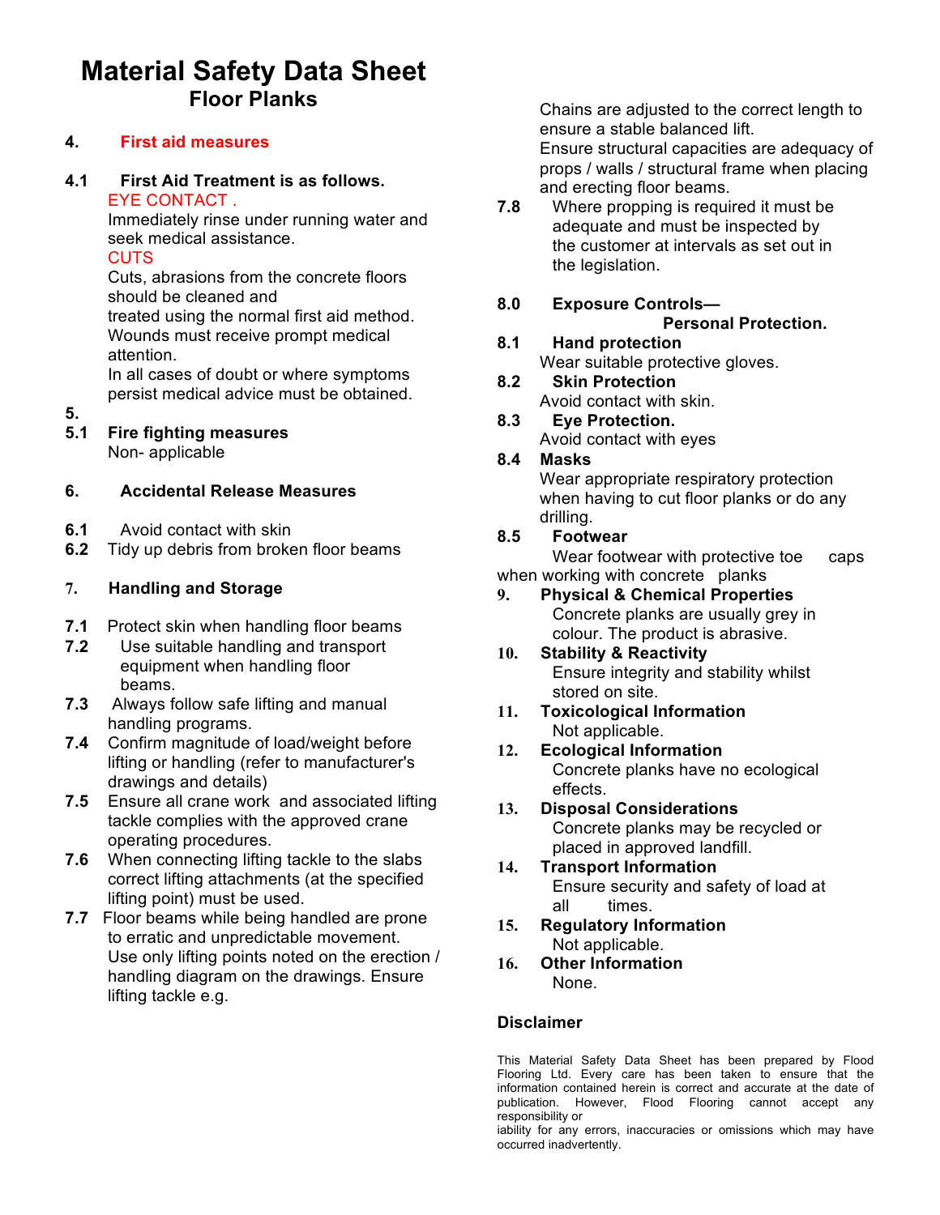# Material Safety Data Sheet
## Floor Planks

### 4. First aid measures

**4.1 First Aid Treatment is as follows.**

EYE CONTACT .

Immediately rinse under running water and seek medical assistance.

CUTS

Cuts, abrasions from the concrete floors should be cleaned and treated using the normal first aid method. Wounds must receive prompt medical attention.

In all cases of doubt or where symptoms persist medical advice must be obtained.

### 5.

**5.1 Fire fighting measures**

Non- applicable

### 6. Accidental Release Measures

**6.1** Avoid contact with skin

**6.2** Tidy up debris from broken floor beams

### 7. Handling and Storage

**7.1** Protect skin when handling floor beams

**7.2** Use suitable handling and transport equipment when handling floor beams.

**7.3** Always follow safe lifting and manual handling programs.

**7.4** Confirm magnitude of load/weight before lifting or handling (refer to manufacturer's drawings and details)

**7.5** Ensure all crane work and associated lifting tackle complies with the approved crane operating procedures.

**7.6** When connecting lifting tackle to the slabs correct lifting attachments (at the specified lifting point) must be used.

**7.7** Floor beams while being handled are prone to erratic and unpredictable movement. Use only lifting points noted on the erection / handling diagram on the drawings. Ensure lifting tackle e.g. Chains are adjusted to the correct length to ensure a stable balanced lift. Ensure structural capacities are adequacy of props / walls / structural frame when placing and erecting floor beams.

**7.8** Where propping is required it must be adequate and must be inspected by the customer at intervals as set out in the legislation.

### 8.0 Exposure Controls— Personal Protection.

**8.1 Hand protection**

Wear suitable protective gloves.

**8.2 Skin Protection**

Avoid contact with skin.

**8.3 Eye Protection.**

Avoid contact with eyes

**8.4 Masks**

Wear appropriate respiratory protection when having to cut floor planks or do any drilling.

**8.5 Footwear**

Wear footwear with protective toe caps when working with concrete planks

### 9. Physical & Chemical Properties

Concrete planks are usually grey in colour. The product is abrasive.

### 10. Stability & Reactivity

Ensure integrity and stability whilst stored on site.

### 11. Toxicological Information

Not applicable.

### 12. Ecological Information

Concrete planks have no ecological effects.

### 13. Disposal Considerations

Concrete planks may be recycled or placed in approved landfill.

### 14. Transport Information

Ensure security and safety of load at all times.

### 15. Regulatory Information

Not applicable.

### 16. Other Information

None.

### Disclaimer

This Material Safety Data Sheet has been prepared by Flood Flooring Ltd. Every care has been taken to ensure that the information contained herein is correct and accurate at the date of publication. However, Flood Flooring cannot accept any responsibility or iability for any errors, inaccuracies or omissions which may have occurred inadvertently.